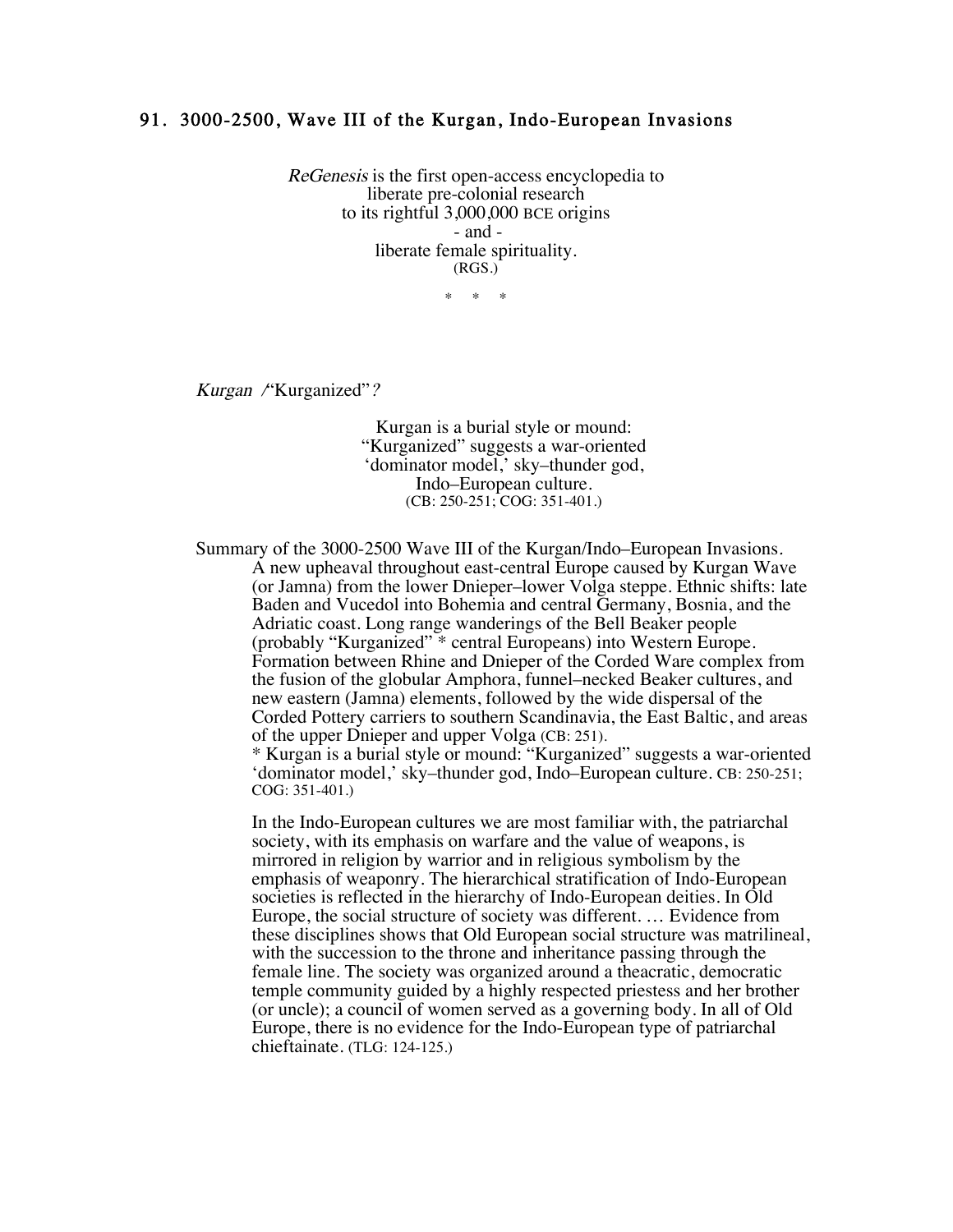## 91. 3000-2500, Wave III of the Kurgan, Indo-European Invasions

*ReGenesis* is the first open-access encyclopedia to
liberate pre-colonial research
to its rightful 3,000,000 BCE origins
- and -
liberate female spirituality.
(RGS.)

\* \* \*

*Kurgan /*"Kurganized"*?*

Kurgan is a burial style or mound:
"Kurganized" suggests a war-oriented
'dominator model,' sky–thunder god,
Indo–European culture.
(CB: 250-251; COG: 351-401.)

Summary of the 3000-2500 Wave III of the Kurgan/Indo–European Invasions.

A new upheaval throughout east-central Europe caused by Kurgan Wave (or Jamna) from the lower Dnieper–lower Volga steppe. Ethnic shifts: late Baden and Vucedol into Bohemia and central Germany, Bosnia, and the Adriatic coast. Long range wanderings of the Bell Beaker people (probably "Kurganized" * central Europeans) into Western Europe. Formation between Rhine and Dnieper of the Corded Ware complex from the fusion of the globular Amphora, funnel–necked Beaker cultures, and new eastern (Jamna) elements, followed by the wide dispersal of the Corded Pottery carriers to southern Scandinavia, the East Baltic, and areas of the upper Dnieper and upper Volga (CB: 251).
\* Kurgan is a burial style or mound: "Kurganized" suggests a war-oriented 'dominator model,' sky–thunder god, Indo–European culture. CB: 250-251; COG: 351-401.)

In the Indo-European cultures we are most familiar with, the patriarchal society, with its emphasis on warfare and the value of weapons, is mirrored in religion by warrior and in religious symbolism by the emphasis of weaponry. The hierarchical stratification of Indo-European societies is reflected in the hierarchy of Indo-European deities. In Old Europe, the social structure of society was different. … Evidence from these disciplines shows that Old European social structure was matrilineal, with the succession to the throne and inheritance passing through the female line. The society was organized around a theacratic, democratic temple community guided by a highly respected priestess and her brother (or uncle); a council of women served as a governing body. In all of Old Europe, there is no evidence for the Indo-European type of patriarchal chieftainate. (TLG: 124-125.)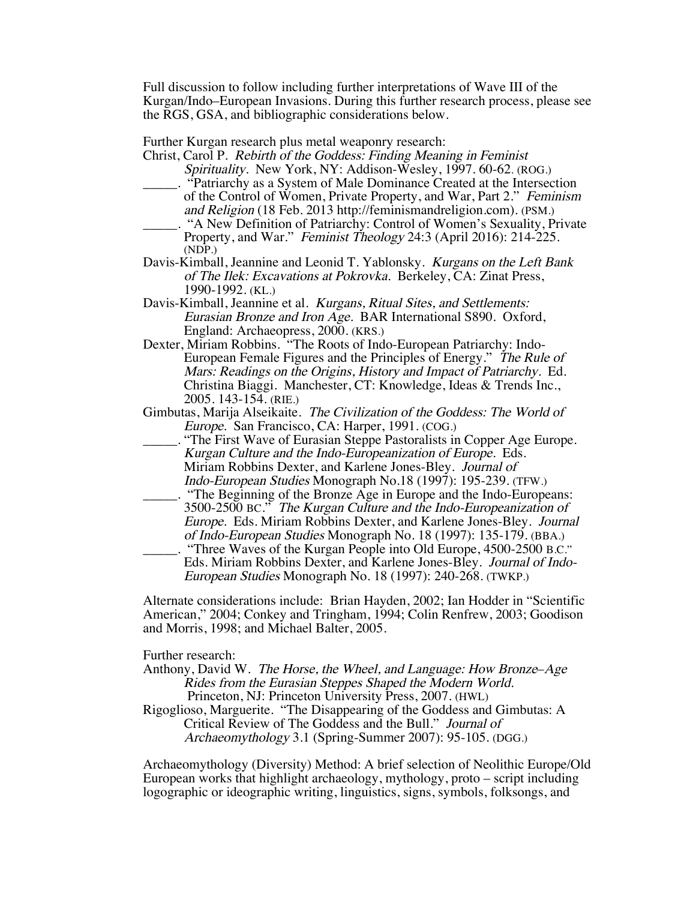Full discussion to follow including further interpretations of Wave III of the Kurgan/Indo–European Invasions. During this further research process, please see the RGS, GSA, and bibliographic considerations below.

Further Kurgan research plus metal weaponry research:

Christ, Carol P. *Rebirth of the Goddess: Finding Meaning in Feminist Spirituality*. New York, NY: Addison-Wesley, 1997. 60-62. (ROG.)

_____. "Patriarchy as a System of Male Dominance Created at the Intersection of the Control of Women, Private Property, and War, Part 2." *Feminism and Religion* (18 Feb. 2013 http://feminismandreligion.com). (PSM.)

_____. "A New Definition of Patriarchy: Control of Women's Sexuality, Private Property, and War." *Feminist Theology* 24:3 (April 2016): 214-225. (NDP.)

Davis-Kimball, Jeannine and Leonid T. Yablonsky. *Kurgans on the Left Bank of The Ilek: Excavations at Pokrovka.* Berkeley, CA: Zinat Press, 1990-1992. (KL.)

Davis-Kimball, Jeannine et al. *Kurgans, Ritual Sites, and Settlements: Eurasian Bronze and Iron Age.* BAR International S890. Oxford, England: Archaeopress, 2000. (KRS.)

Dexter, Miriam Robbins. "The Roots of Indo-European Patriarchy: Indo-European Female Figures and the Principles of Energy." *The Rule of Mars: Readings on the Origins, History and Impact of Patriarchy.* Ed. Christina Biaggi. Manchester, CT: Knowledge, Ideas & Trends Inc., 2005. 143-154. (RIE.)

Gimbutas, Marija Alseikaite. *The Civilization of the Goddess: The World of Europe.* San Francisco, CA: Harper, 1991. (COG.)

_____. "The First Wave of Eurasian Steppe Pastoralists in Copper Age Europe. *Kurgan Culture and the Indo-Europeanization of Europe.* Eds. Miriam Robbins Dexter, and Karlene Jones-Bley. *Journal of Indo-European Studies* Monograph No.18 (1997): 195-239. (TFW.)

_____. "The Beginning of the Bronze Age in Europe and the Indo-Europeans: 3500-2500 BC." *The Kurgan Culture and the Indo-Europeanization of Europe.* Eds. Miriam Robbins Dexter, and Karlene Jones-Bley. *Journal of Indo-European Studies* Monograph No. 18 (1997): 135-179. (BBA.)

_____. "Three Waves of the Kurgan People into Old Europe, 4500-2500 B.C." Eds. Miriam Robbins Dexter, and Karlene Jones-Bley. *Journal of Indo-European Studies* Monograph No. 18 (1997): 240-268. (TWKP.)

Alternate considerations include: Brian Hayden, 2002; Ian Hodder in "Scientific American," 2004; Conkey and Tringham, 1994; Colin Renfrew, 2003; Goodison and Morris, 1998; and Michael Balter, 2005.

Further research:

Anthony, David W. *The Horse, the Wheel, and Language: How Bronze–Age Rides from the Eurasian Steppes Shaped the Modern World.* Princeton, NJ: Princeton University Press, 2007. (HWL)

Rigoglioso, Marguerite. "The Disappearing of the Goddess and Gimbutas: A Critical Review of The Goddess and the Bull." *Journal of Archaeomythology* 3.1 (Spring-Summer 2007): 95-105. (DGG.)

Archaeomythology (Diversity) Method: A brief selection of Neolithic Europe/Old European works that highlight archaeology, mythology, proto – script including logographic or ideographic writing, linguistics, signs, symbols, folksongs, and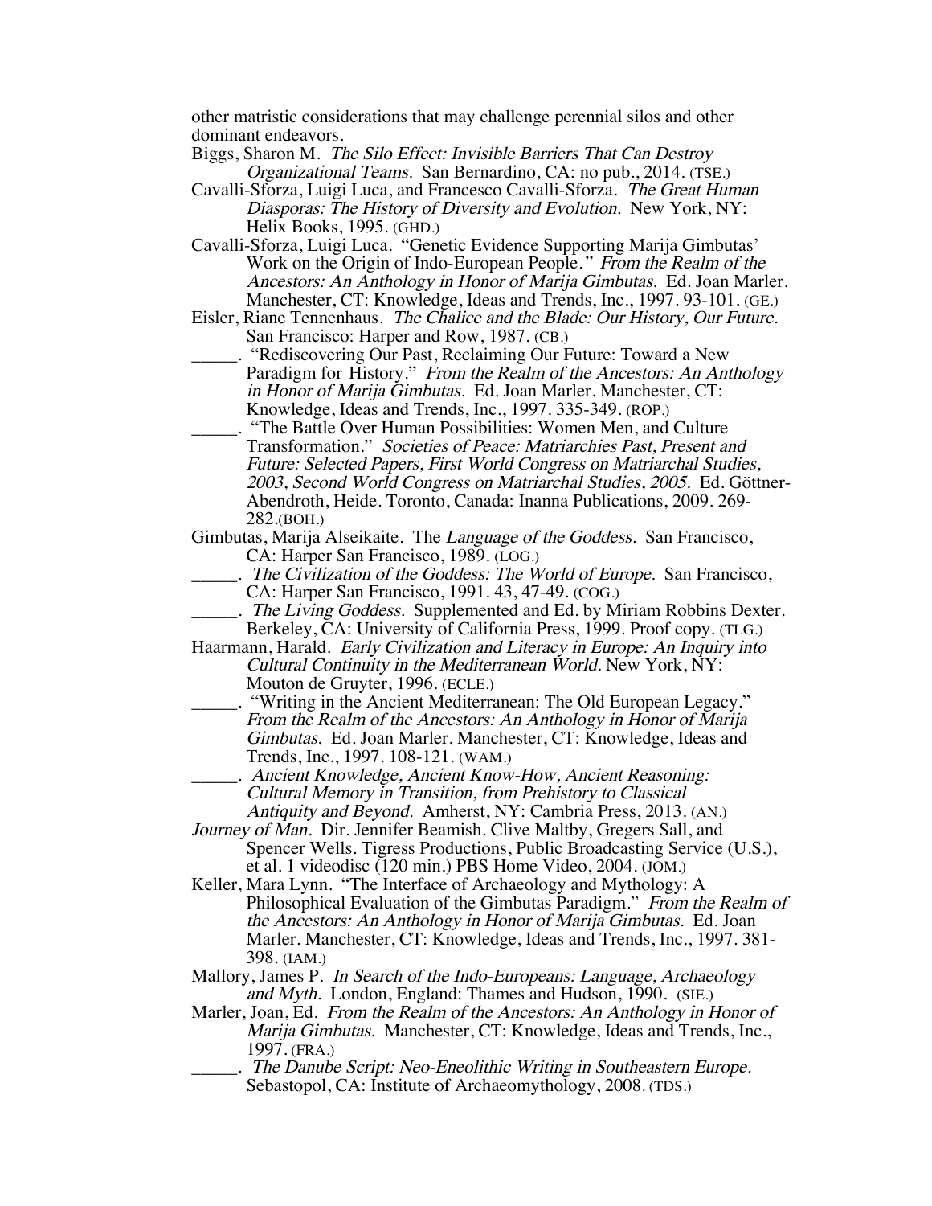other matristic considerations that may challenge perennial silos and other dominant endeavors.

Biggs, Sharon M. *The Silo Effect: Invisible Barriers That Can Destroy Organizational Teams.* San Bernardino, CA: no pub., 2014. (TSE.)

Cavalli-Sforza, Luigi Luca, and Francesco Cavalli-Sforza. *The Great Human Diasporas: The History of Diversity and Evolution.* New York, NY: Helix Books, 1995. (GHD.)

Cavalli-Sforza, Luigi Luca. "Genetic Evidence Supporting Marija Gimbutas' Work on the Origin of Indo-European People." *From the Realm of the Ancestors: An Anthology in Honor of Marija Gimbutas.* Ed. Joan Marler. Manchester, CT: Knowledge, Ideas and Trends, Inc., 1997. 93-101. (GE.)

Eisler, Riane Tennenhaus. *The Chalice and the Blade: Our History, Our Future.* San Francisco: Harper and Row, 1987. (CB.)

_____. "Rediscovering Our Past, Reclaiming Our Future: Toward a New Paradigm for History." *From the Realm of the Ancestors: An Anthology in Honor of Marija Gimbutas.* Ed. Joan Marler. Manchester, CT: Knowledge, Ideas and Trends, Inc., 1997. 335-349. (ROP.)

_____. "The Battle Over Human Possibilities: Women Men, and Culture Transformation." *Societies of Peace: Matriarchies Past, Present and Future: Selected Papers, First World Congress on Matriarchal Studies, 2003, Second World Congress on Matriarchal Studies, 2005.* Ed. Göttner-Abendroth, Heide. Toronto, Canada: Inanna Publications, 2009. 269-282.(BOH.)

Gimbutas, Marija Alseikaite. The *Language of the Goddess.* San Francisco, CA: Harper San Francisco, 1989. (LOG.)

_____. *The Civilization of the Goddess: The World of Europe.* San Francisco, CA: Harper San Francisco, 1991. 43, 47-49. (COG.)

_____. *The Living Goddess.* Supplemented and Ed. by Miriam Robbins Dexter. Berkeley, CA: University of California Press, 1999. Proof copy. (TLG.)

Haarmann, Harald. *Early Civilization and Literacy in Europe: An Inquiry into Cultural Continuity in the Mediterranean World.* New York, NY: Mouton de Gruyter, 1996. (ECLE.)

_____. "Writing in the Ancient Mediterranean: The Old European Legacy." *From the Realm of the Ancestors: An Anthology in Honor of Marija Gimbutas.* Ed. Joan Marler. Manchester, CT: Knowledge, Ideas and Trends, Inc., 1997. 108-121. (WAM.)

_____. *Ancient Knowledge, Ancient Know-How, Ancient Reasoning: Cultural Memory in Transition, from Prehistory to Classical Antiquity and Beyond.* Amherst, NY: Cambria Press, 2013. (AN.)

*Journey of Man.* Dir. Jennifer Beamish. Clive Maltby, Gregers Sall, and Spencer Wells. Tigress Productions, Public Broadcasting Service (U.S.), et al. 1 videodisc (120 min.) PBS Home Video, 2004. (JOM.)

Keller, Mara Lynn. "The Interface of Archaeology and Mythology: A Philosophical Evaluation of the Gimbutas Paradigm." *From the Realm of the Ancestors: An Anthology in Honor of Marija Gimbutas.* Ed. Joan Marler. Manchester, CT: Knowledge, Ideas and Trends, Inc., 1997. 381-398. (IAM.)

Mallory, James P. *In Search of the Indo-Europeans: Language, Archaeology and Myth.* London, England: Thames and Hudson, 1990. (SIE.)

Marler, Joan, Ed. *From the Realm of the Ancestors: An Anthology in Honor of Marija Gimbutas.* Manchester, CT: Knowledge, Ideas and Trends, Inc., 1997. (FRA.)

_____. *The Danube Script: Neo-Eneolithic Writing in Southeastern Europe.* Sebastopol, CA: Institute of Archaeomythology, 2008. (TDS.)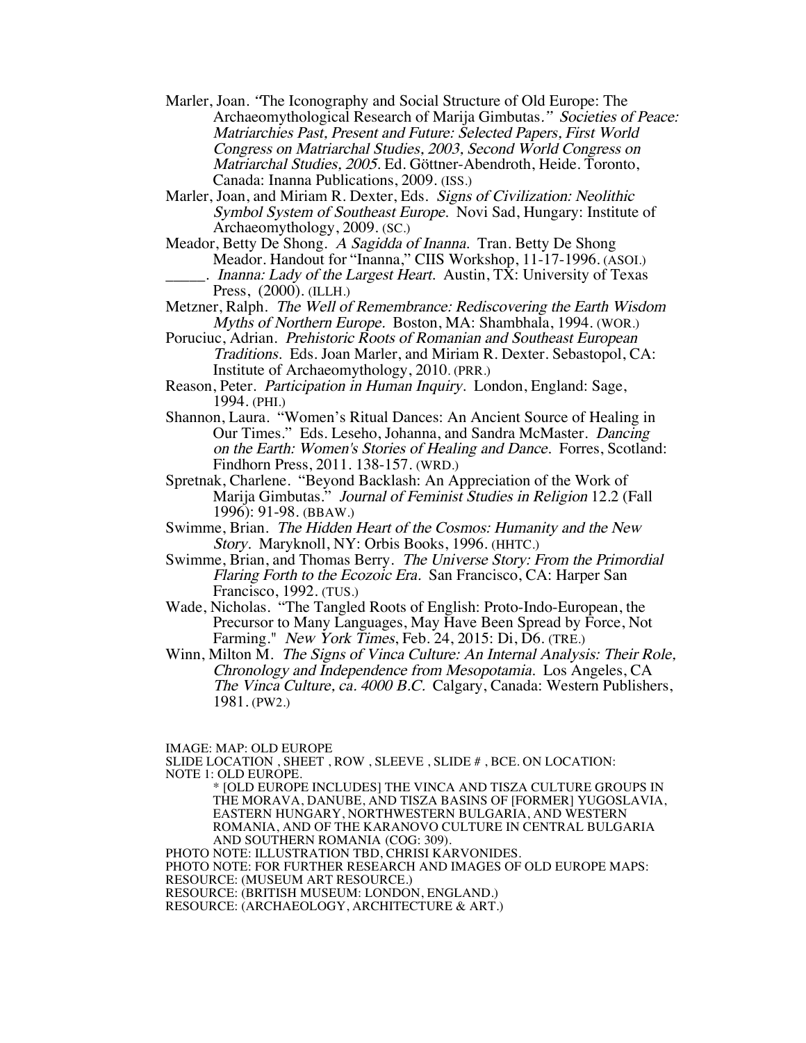Marler, Joan. "The Iconography and Social Structure of Old Europe: The Archaeomythological Research of Marija Gimbutas." *Societies of Peace: Matriarchies Past, Present and Future: Selected Papers, First World Congress on Matriarchal Studies, 2003, Second World Congress on Matriarchal Studies, 2005.* Ed. Göttner-Abendroth, Heide. Toronto, Canada: Inanna Publications, 2009. (ISS.)

Marler, Joan, and Miriam R. Dexter, Eds. *Signs of Civilization: Neolithic Symbol System of Southeast Europe.* Novi Sad, Hungary: Institute of Archaeomythology, 2009. (SC.)

Meador, Betty De Shong. *A Sagidda of Inanna.* Tran. Betty De Shong Meador. Handout for "Inanna," CIIS Workshop, 11-17-1996. (ASOI.)

_____. *Inanna: Lady of the Largest Heart.* Austin, TX: University of Texas Press, (2000). (ILLH.)

Metzner, Ralph. *The Well of Remembrance: Rediscovering the Earth Wisdom Myths of Northern Europe.* Boston, MA: Shambhala, 1994. (WOR.)

Poruciuc, Adrian. *Prehistoric Roots of Romanian and Southeast European Traditions.* Eds. Joan Marler, and Miriam R. Dexter. Sebastopol, CA: Institute of Archaeomythology, 2010. (PRR.)

Reason, Peter. *Participation in Human Inquiry.* London, England: Sage, 1994. (PHI.)

Shannon, Laura. "Women's Ritual Dances: An Ancient Source of Healing in Our Times." Eds. Leseho, Johanna, and Sandra McMaster. *Dancing on the Earth: Women's Stories of Healing and Dance.* Forres, Scotland: Findhorn Press, 2011. 138-157. (WRD.)

Spretnak, Charlene. "Beyond Backlash: An Appreciation of the Work of Marija Gimbutas." *Journal of Feminist Studies in Religion* 12.2 (Fall 1996): 91-98. (BBAW.)

Swimme, Brian. *The Hidden Heart of the Cosmos: Humanity and the New Story.* Maryknoll, NY: Orbis Books, 1996. (HHTC.)

Swimme, Brian, and Thomas Berry. *The Universe Story: From the Primordial Flaring Forth to the Ecozoic Era.* San Francisco, CA: Harper San Francisco, 1992. (TUS.)

Wade, Nicholas. "The Tangled Roots of English: Proto-Indo-European, the Precursor to Many Languages, May Have Been Spread by Force, Not Farming." *New York Times*, Feb. 24, 2015: Di, D6. (TRE.)

Winn, Milton M. *The Signs of Vinca Culture: An Internal Analysis: Their Role, Chronology and Independence from Mesopotamia.* Los Angeles, CA *The Vinca Culture, ca. 4000 B.C.* Calgary, Canada: Western Publishers, 1981. (PW2.)

IMAGE: MAP: OLD EUROPE
SLIDE LOCATION , SHEET , ROW , SLEEVE , SLIDE # , BCE. ON LOCATION:
NOTE 1: OLD EUROPE.

\* [OLD EUROPE INCLUDES] THE VINCA AND TISZA CULTURE GROUPS IN THE MORAVA, DANUBE, AND TISZA BASINS OF [FORMER] YUGOSLAVIA, EASTERN HUNGARY, NORTHWESTERN BULGARIA, AND WESTERN ROMANIA, AND OF THE KARANOVO CULTURE IN CENTRAL BULGARIA AND SOUTHERN ROMANIA (COG: 309).

PHOTO NOTE: ILLUSTRATION TBD, CHRISI KARVONIDES.
PHOTO NOTE: FOR FURTHER RESEARCH AND IMAGES OF OLD EUROPE MAPS:
RESOURCE: (MUSEUM ART RESOURCE.)
RESOURCE: (BRITISH MUSEUM: LONDON, ENGLAND.)
RESOURCE: (ARCHAEOLOGY, ARCHITECTURE & ART.)